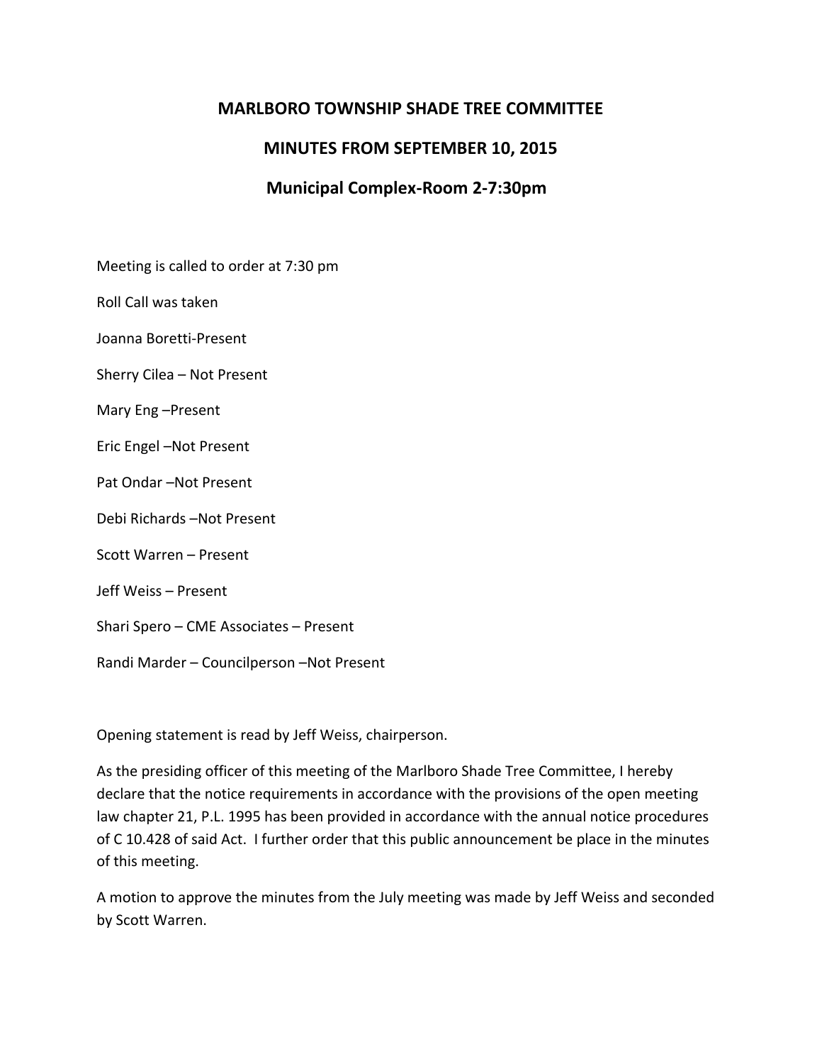# MARLBORO TOWNSHIP SHADE TREE COMMITTEE

## MINUTES FROM SEPTEMBER 10, 2015

## Municipal Complex-Room 2-7:30pm

Meeting is called to order at 7:30 pm

Roll Call was taken

Joanna Boretti-Present

Sherry Cilea – Not Present

Mary Eng –Present

Eric Engel –Not Present

Pat Ondar –Not Present

Debi Richards –Not Present

Scott Warren – Present

Jeff Weiss – Present

Shari Spero – CME Associates – Present

Randi Marder – Councilperson –Not Present

Opening statement is read by Jeff Weiss, chairperson.

As the presiding officer of this meeting of the Marlboro Shade Tree Committee, I hereby declare that the notice requirements in accordance with the provisions of the open meeting law chapter 21, P.L. 1995 has been provided in accordance with the annual notice procedures of C 10.428 of said Act. I further order that this public announcement be place in the minutes of this meeting.

A motion to approve the minutes from the July meeting was made by Jeff Weiss and seconded by Scott Warren.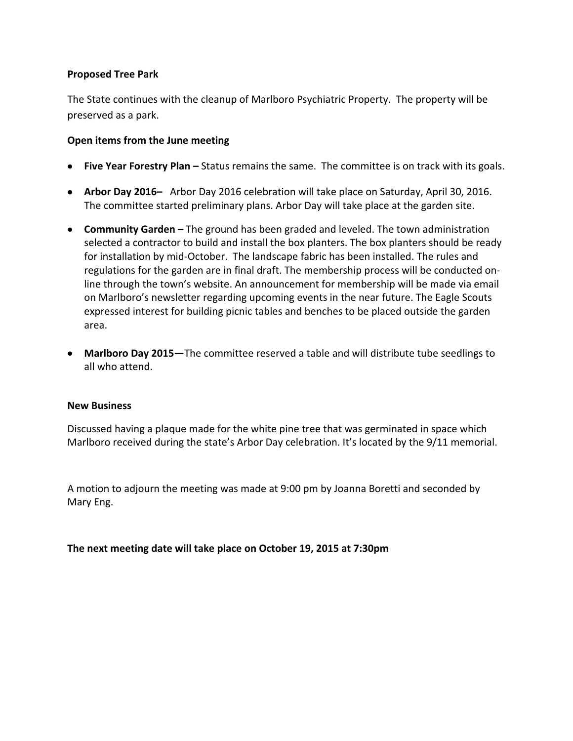**Proposed Tree Park**

The State continues with the cleanup of Marlboro Psychiatric Property. The property will be preserved as a park.

**Open items from the June meeting**

- **Five Year Forestry Plan –** Status remains the same. The committee is on track with its goals.
- **Arbor Day 2016–** Arbor Day 2016 celebration will take place on Saturday, April 30, 2016. The committee started preliminary plans. Arbor Day will take place at the garden site.
- **Community Garden –** The ground has been graded and leveled. The town administration selected a contractor to build and install the box planters. The box planters should be ready for installation by mid-October. The landscape fabric has been installed. The rules and regulations for the garden are in final draft. The membership process will be conducted on-line through the town's website. An announcement for membership will be made via email on Marlboro's newsletter regarding upcoming events in the near future. The Eagle Scouts expressed interest for building picnic tables and benches to be placed outside the garden area.
- **Marlboro Day 2015—**The committee reserved a table and will distribute tube seedlings to all who attend.

**New Business**

Discussed having a plaque made for the white pine tree that was germinated in space which Marlboro received during the state's Arbor Day celebration. It's located by the 9/11 memorial.

A motion to adjourn the meeting was made at 9:00 pm by Joanna Boretti and seconded by Mary Eng.

**The next meeting date will take place on October 19, 2015 at 7:30pm**